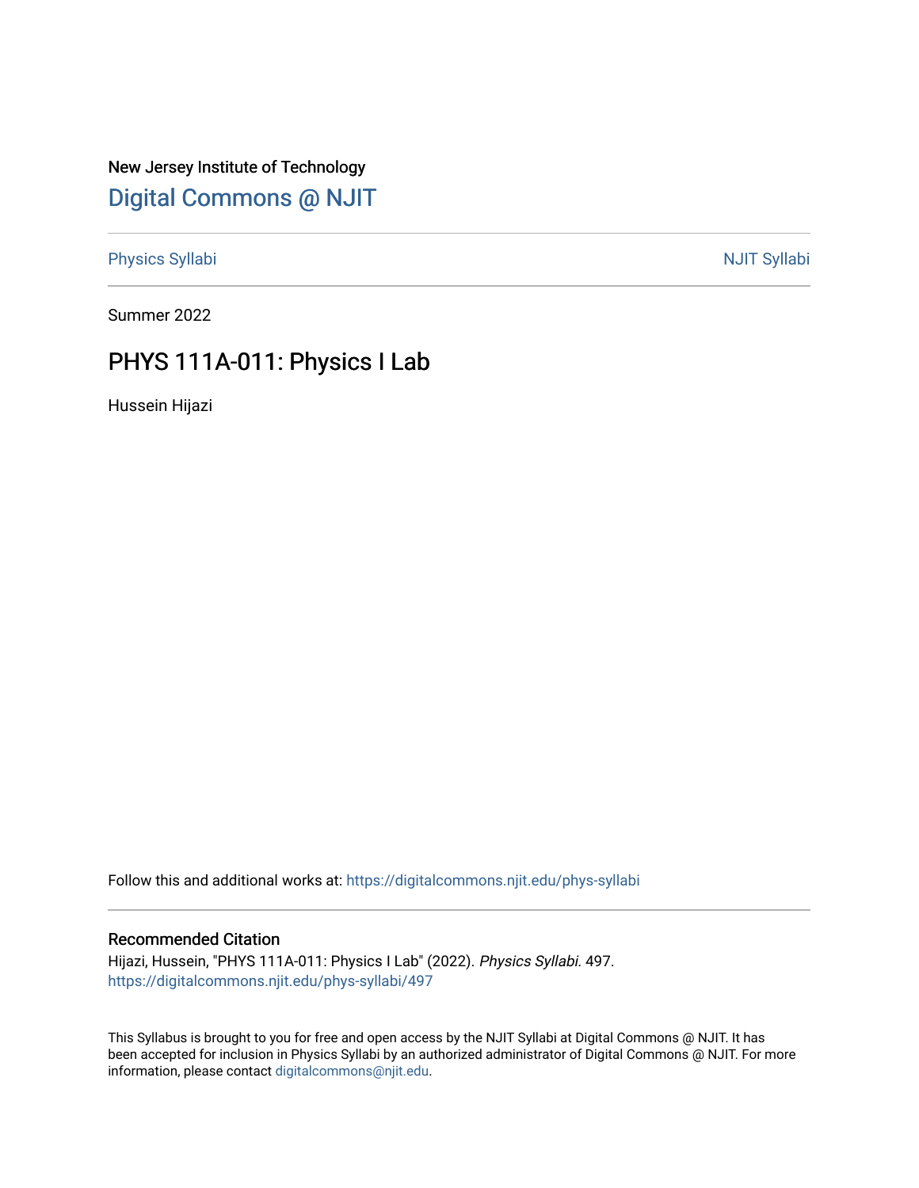New Jersey Institute of Technology

# Digital Commons @ NJIT

Physics Syllabi | NJIT Syllabi

Summer 2022

## PHYS 111A-011: Physics I Lab

Hussein Hijazi

Follow this and additional works at: https://digitalcommons.njit.edu/phys-syllabi

### Recommended Citation

Hijazi, Hussein, "PHYS 111A-011: Physics I Lab" (2022). *Physics Syllabi*. 497.
https://digitalcommons.njit.edu/phys-syllabi/497

This Syllabus is brought to you for free and open access by the NJIT Syllabi at Digital Commons @ NJIT. It has been accepted for inclusion in Physics Syllabi by an authorized administrator of Digital Commons @ NJIT. For more information, please contact digitalcommons@njit.edu.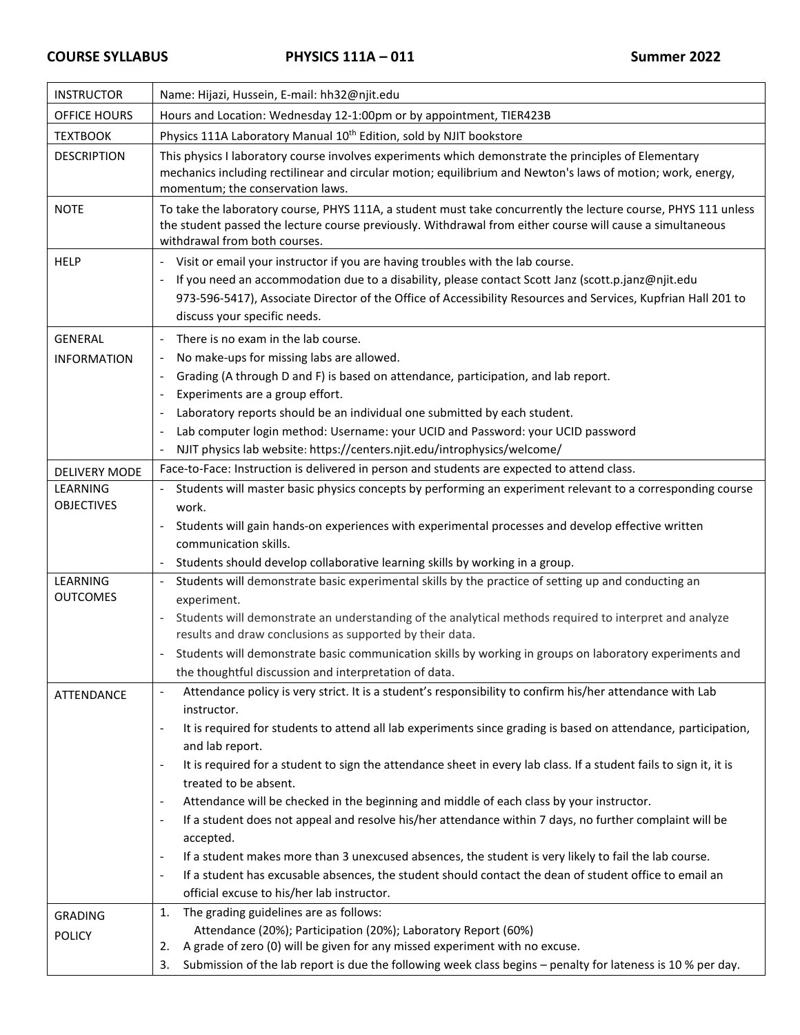**COURSE SYLLABUS** **PHYSICS 111A – 011** **Summer 2022**

| | |
|---|---|
| INSTRUCTOR | Name: Hijazi, Hussein, E-mail: hh32@njit.edu |
| OFFICE HOURS | Hours and Location: Wednesday 12-1:00pm or by appointment, TIER423B |
| TEXTBOOK | Physics 111A Laboratory Manual 10th Edition, sold by NJIT bookstore |
| DESCRIPTION | This physics I laboratory course involves experiments which demonstrate the principles of Elementary mechanics including rectilinear and circular motion; equilibrium and Newton's laws of motion; work, energy, momentum; the conservation laws. |
| NOTE | To take the laboratory course, PHYS 111A, a student must take concurrently the lecture course, PHYS 111 unless the student passed the lecture course previously. Withdrawal from either course will cause a simultaneous withdrawal from both courses. |
| HELP | - Visit or email your instructor if you are having troubles with the lab course.<br>- If you need an accommodation due to a disability, please contact Scott Janz (scott.p.janz@njit.edu 973-596-5417), Associate Director of the Office of Accessibility Resources and Services, Kupfrian Hall 201 to discuss your specific needs. |
| GENERAL INFORMATION | - There is no exam in the lab course.<br>- No make-ups for missing labs are allowed.<br>- Grading (A through D and F) is based on attendance, participation, and lab report.<br>- Experiments are a group effort.<br>- Laboratory reports should be an individual one submitted by each student.<br>- Lab computer login method: Username: your UCID and Password: your UCID password<br>- NJIT physics lab website: https://centers.njit.edu/introphysics/welcome/ |
| DELIVERY MODE | Face-to-Face: Instruction is delivered in person and students are expected to attend class. |
| LEARNING OBJECTIVES | - Students will master basic physics concepts by performing an experiment relevant to a corresponding course work.<br>- Students will gain hands-on experiences with experimental processes and develop effective written communication skills.<br>- Students should develop collaborative learning skills by working in a group. |
| LEARNING OUTCOMES | - Students will demonstrate basic experimental skills by the practice of setting up and conducting an experiment.<br>- Students will demonstrate an understanding of the analytical methods required to interpret and analyze results and draw conclusions as supported by their data.<br>- Students will demonstrate basic communication skills by working in groups on laboratory experiments and the thoughtful discussion and interpretation of data. |
| ATTENDANCE | - Attendance policy is very strict. It is a student's responsibility to confirm his/her attendance with Lab instructor.<br>- It is required for students to attend all lab experiments since grading is based on attendance, participation, and lab report.<br>- It is required for a student to sign the attendance sheet in every lab class. If a student fails to sign it, it is treated to be absent.<br>- Attendance will be checked in the beginning and middle of each class by your instructor.<br>- If a student does not appeal and resolve his/her attendance within 7 days, no further complaint will be accepted.<br>- If a student makes more than 3 unexcused absences, the student is very likely to fail the lab course.<br>- If a student has excusable absences, the student should contact the dean of student office to email an official excuse to his/her lab instructor. |
| GRADING POLICY | 1. The grading guidelines are as follows:<br>Attendance (20%); Participation (20%); Laboratory Report (60%)<br>2. A grade of zero (0) will be given for any missed experiment with no excuse.<br>3. Submission of the lab report is due the following week class begins – penalty for lateness is 10 % per day. |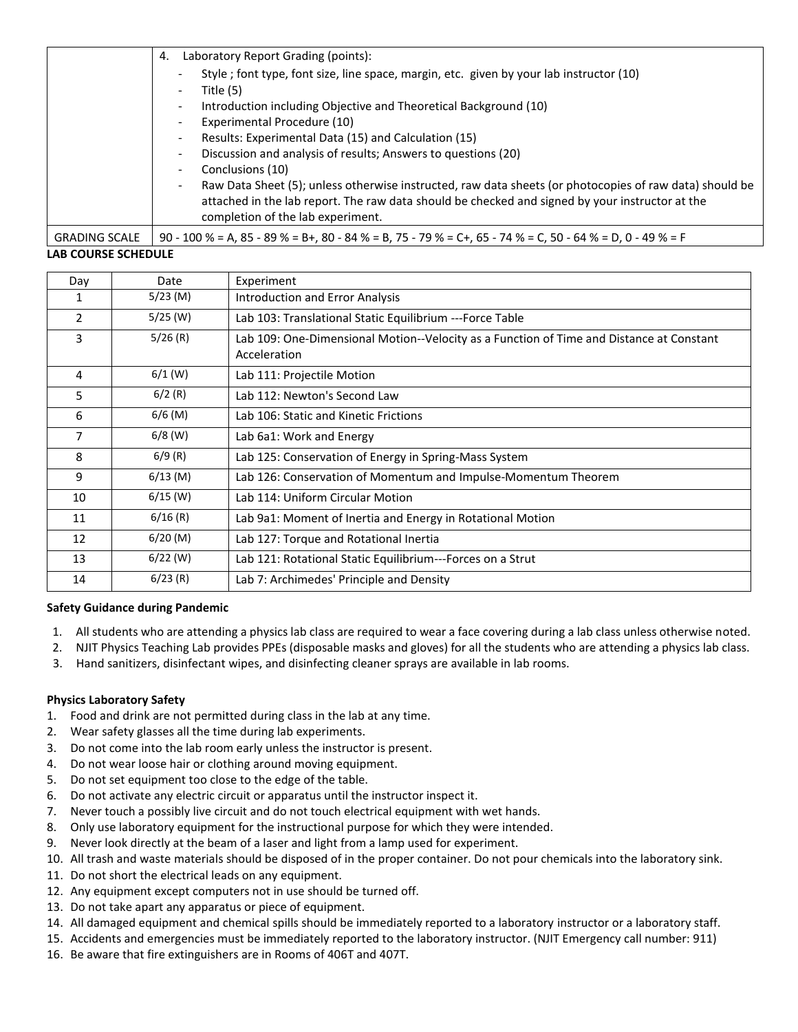| | |
|---|---|
| | 4. Laboratory Report Grading (points):<br>- Style ; font type, font size, line space, margin, etc. given by your lab instructor (10)<br>- Title (5)<br>- Introduction including Objective and Theoretical Background (10)<br>- Experimental Procedure (10)<br>- Results: Experimental Data (15) and Calculation (15)<br>- Discussion and analysis of results; Answers to questions (20)<br>- Conclusions (10)<br>- Raw Data Sheet (5); unless otherwise instructed, raw data sheets (or photocopies of raw data) should be attached in the lab report. The raw data should be checked and signed by your instructor at the completion of the lab experiment. |
| GRADING SCALE | 90 - 100 % = A, 85 - 89 % = B+, 80 - 84 % = B, 75 - 79 % = C+, 65 - 74 % = C, 50 - 64 % = D, 0 - 49 % = F |

**LAB COURSE SCHEDULE**

| Day | Date | Experiment |
|---|---|---|
| 1 | 5/23 (M) | Introduction and Error Analysis |
| 2 | 5/25 (W) | Lab 103: Translational Static Equilibrium ---Force Table |
| 3 | 5/26 (R) | Lab 109: One-Dimensional Motion--Velocity as a Function of Time and Distance at Constant Acceleration |
| 4 | 6/1 (W) | Lab 111: Projectile Motion |
| 5 | 6/2 (R) | Lab 112: Newton's Second Law |
| 6 | 6/6 (M) | Lab 106: Static and Kinetic Frictions |
| 7 | 6/8 (W) | Lab 6a1: Work and Energy |
| 8 | 6/9 (R) | Lab 125: Conservation of Energy in Spring-Mass System |
| 9 | 6/13 (M) | Lab 126: Conservation of Momentum and Impulse-Momentum Theorem |
| 10 | 6/15 (W) | Lab 114: Uniform Circular Motion |
| 11 | 6/16 (R) | Lab 9a1: Moment of Inertia and Energy in Rotational Motion |
| 12 | 6/20 (M) | Lab 127: Torque and Rotational Inertia |
| 13 | 6/22 (W) | Lab 121: Rotational Static Equilibrium---Forces on a Strut |
| 14 | 6/23 (R) | Lab 7: Archimedes' Principle and Density |

**Safety Guidance during Pandemic**

1. All students who are attending a physics lab class are required to wear a face covering during a lab class unless otherwise noted.
2. NJIT Physics Teaching Lab provides PPEs (disposable masks and gloves) for all the students who are attending a physics lab class.
3. Hand sanitizers, disinfectant wipes, and disinfecting cleaner sprays are available in lab rooms.

**Physics Laboratory Safety**

1. Food and drink are not permitted during class in the lab at any time.
2. Wear safety glasses all the time during lab experiments.
3. Do not come into the lab room early unless the instructor is present.
4. Do not wear loose hair or clothing around moving equipment.
5. Do not set equipment too close to the edge of the table.
6. Do not activate any electric circuit or apparatus until the instructor inspect it.
7. Never touch a possibly live circuit and do not touch electrical equipment with wet hands.
8. Only use laboratory equipment for the instructional purpose for which they were intended.
9. Never look directly at the beam of a laser and light from a lamp used for experiment.
10. All trash and waste materials should be disposed of in the proper container. Do not pour chemicals into the laboratory sink.
11. Do not short the electrical leads on any equipment.
12. Any equipment except computers not in use should be turned off.
13. Do not take apart any apparatus or piece of equipment.
14. All damaged equipment and chemical spills should be immediately reported to a laboratory instructor or a laboratory staff.
15. Accidents and emergencies must be immediately reported to the laboratory instructor. (NJIT Emergency call number: 911)
16. Be aware that fire extinguishers are in Rooms of 406T and 407T.